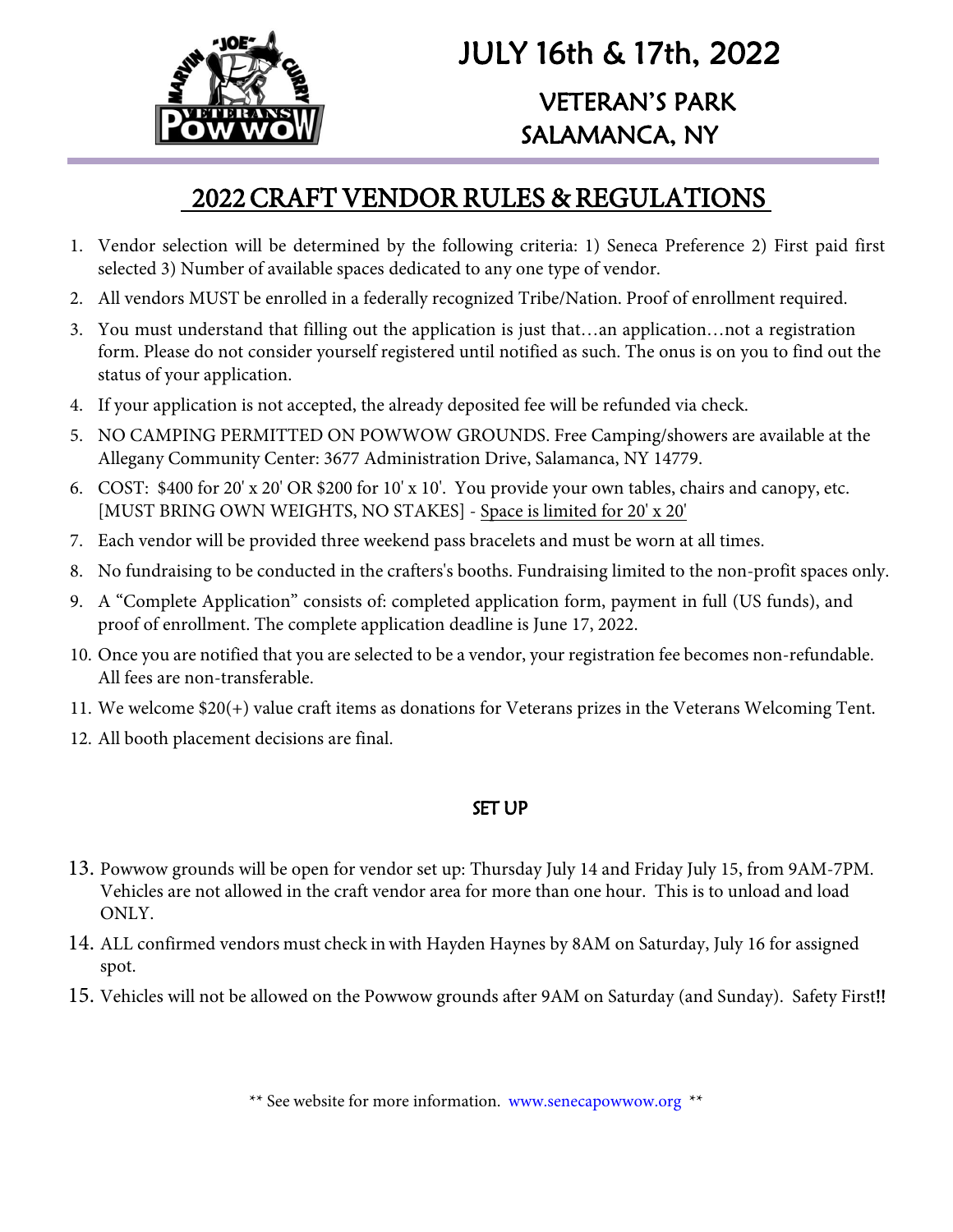JULY 16th & 17th, 2022

VETERAN'S PARK
SALAMANCA, NY

# 2022 CRAFT VENDOR RULES & REGULATIONS

1. Vendor selection will be determined by the following criteria: 1) Seneca Preference 2) First paid first selected 3) Number of available spaces dedicated to any one type of vendor.
2. All vendors MUST be enrolled in a federally recognized Tribe/Nation. Proof of enrollment required.
3. You must understand that filling out the application is just that…an application…not a registration form. Please do not consider yourself registered until notified as such. The onus is on you to find out the status of your application.
4. If your application is not accepted, the already deposited fee will be refunded via check.
5. NO CAMPING PERMITTED ON POWWOW GROUNDS. Free Camping/showers are available at the Allegany Community Center: 3677 Administration Drive, Salamanca, NY 14779.
6. COST: $400 for 20' x 20' OR $200 for 10' x 10'. You provide your own tables, chairs and canopy, etc. [MUST BRING OWN WEIGHTS, NO STAKES] - Space is limited for 20' x 20'
7. Each vendor will be provided three weekend pass bracelets and must be worn at all times.
8. No fundraising to be conducted in the crafters's booths. Fundraising limited to the non-profit spaces only.
9. A "Complete Application" consists of: completed application form, payment in full (US funds), and proof of enrollment. The complete application deadline is June 17, 2022.
10. Once you are notified that you are selected to be a vendor, your registration fee becomes non-refundable. All fees are non-transferable.
11. We welcome $20(+) value craft items as donations for Veterans prizes in the Veterans Welcoming Tent.
12. All booth placement decisions are final.

## SET UP

13. Powwow grounds will be open for vendor set up: Thursday July 14 and Friday July 15, from 9AM-7PM. Vehicles are not allowed in the craft vendor area for more than one hour. This is to unload and load ONLY.
14. ALL confirmed vendors must check in with Hayden Haynes by 8AM on Saturday, July 16 for assigned spot.
15. Vehicles will not be allowed on the Powwow grounds after 9AM on Saturday (and Sunday). Safety First!!

** See website for more information. www.senecapowwow.org **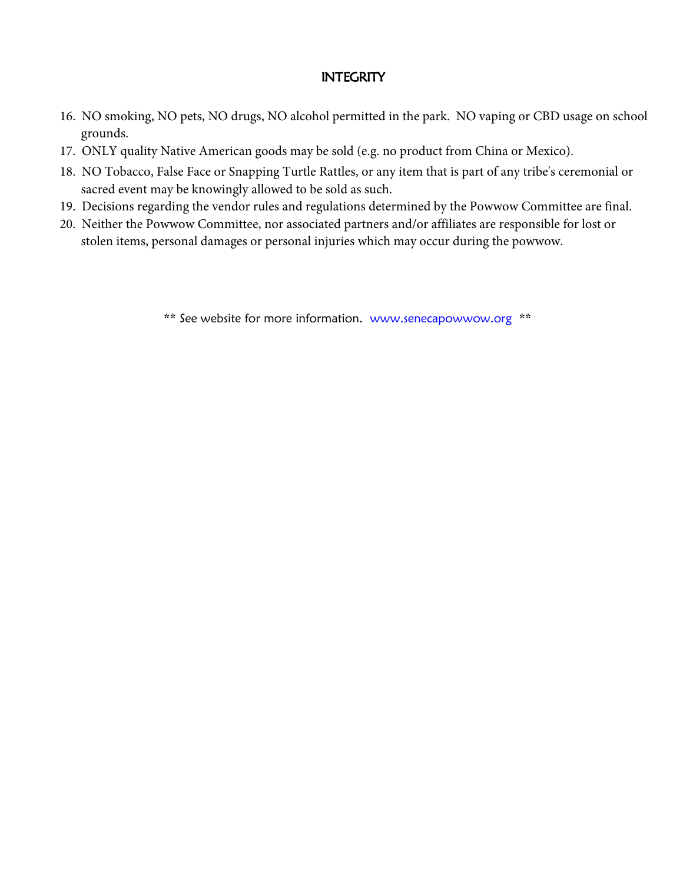## INTEGRITY

16. NO smoking, NO pets, NO drugs, NO alcohol permitted in the park. NO vaping or CBD usage on school grounds.
17. ONLY quality Native American goods may be sold (e.g. no product from China or Mexico).
18. NO Tobacco, False Face or Snapping Turtle Rattles, or any item that is part of any tribe's ceremonial or sacred event may be knowingly allowed to be sold as such.
19. Decisions regarding the vendor rules and regulations determined by the Powwow Committee are final.
20. Neither the Powwow Committee, nor associated partners and/or affiliates are responsible for lost or stolen items, personal damages or personal injuries which may occur during the powwow.

** See website for more information. www.senecapowwow.org **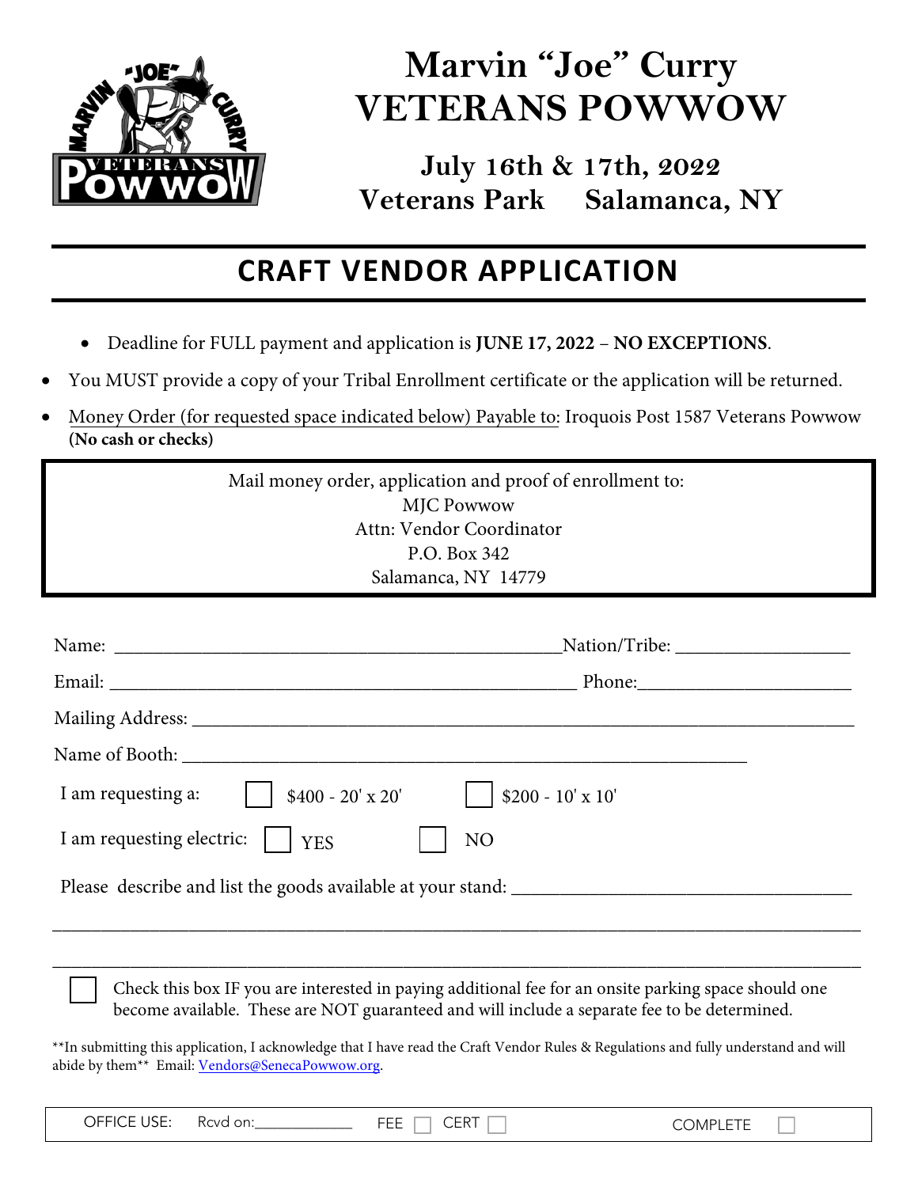# Marvin "Joe" Curry VETERANS POWWOW

**July 16th & 17th, 2022**
**Veterans Park Salamanca, NY**

## CRAFT VENDOR APPLICATION

- Deadline for FULL payment and application is **JUNE 17, 2022 – NO EXCEPTIONS**.
- You MUST provide a copy of your Tribal Enrollment certificate or the application will be returned.
- Money Order (for requested space indicated below) Payable to: Iroquois Post 1587 Veterans Powwow **(No cash or checks)**

Mail money order, application and proof of enrollment to:
MJC Powwow
Attn: Vendor Coordinator
P.O. Box 342
Salamanca, NY 14779

Name: ______________________________ Nation/Tribe: ______________

Email: ______________________________ Phone: ______________

Mailing Address: ____________________________________________

Name of Booth: ____________________________________________

I am requesting a: ☐ $400 - 20' x 20' ☐ $200 - 10' x 10'

I am requesting electric: ☐ YES ☐ NO

Please describe and list the goods available at your stand: ______________________

____________________________________________________________

____________________________________________________________

☐ Check this box IF you are interested in paying additional fee for an onsite parking space should one become available. These are NOT guaranteed and will include a separate fee to be determined.

**In submitting this application, I acknowledge that I have read the Craft Vendor Rules & Regulations and fully understand and will abide by them** Email: Vendors@SenecaPowwow.org.

OFFICE USE: Rcvd on: __________ FEE ☐ CERT ☐ COMPLETE ☐